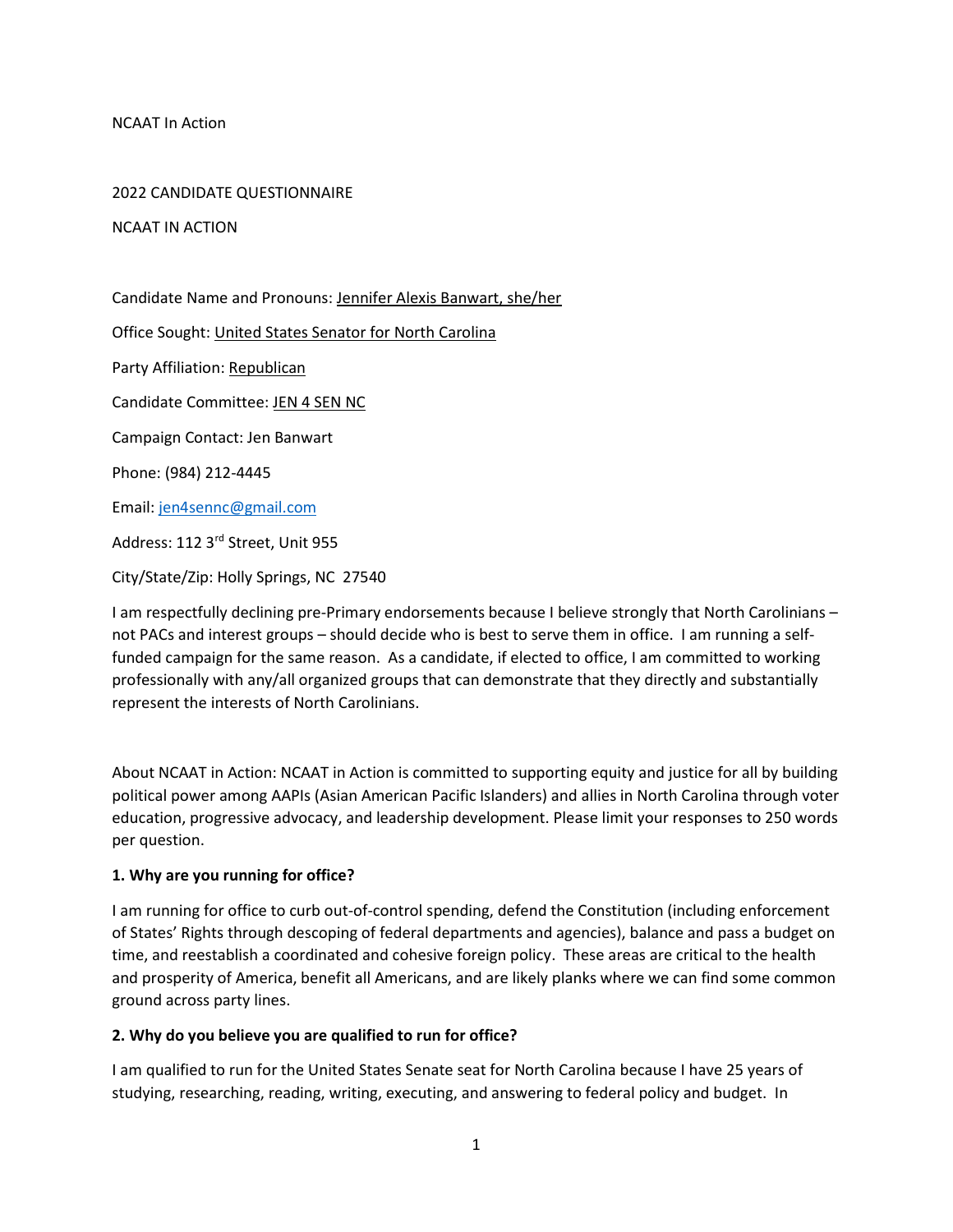NCAAT In Action

2022 CANDIDATE QUESTIONNAIRE

NCAAT IN ACTION

Candidate Name and Pronouns: Jennifer Alexis Banwart, she/her

Office Sought: United States Senator for North Carolina

Party Affiliation: Republican

Candidate Committee: JEN 4 SEN NC

Campaign Contact: Jen Banwart

Phone: (984) 212-4445

Email: jen4sennc@gmail.com

Address: 112 3rd Street, Unit 955

City/State/Zip: Holly Springs, NC 27540

I am respectfully declining pre-Primary endorsements because I believe strongly that North Carolinians – not PACs and interest groups – should decide who is best to serve them in office. I am running a self-funded campaign for the same reason. As a candidate, if elected to office, I am committed to working professionally with any/all organized groups that can demonstrate that they directly and substantially represent the interests of North Carolinians.

About NCAAT in Action: NCAAT in Action is committed to supporting equity and justice for all by building political power among AAPIs (Asian American Pacific Islanders) and allies in North Carolina through voter education, progressive advocacy, and leadership development. Please limit your responses to 250 words per question.

**1. Why are you running for office?**

I am running for office to curb out-of-control spending, defend the Constitution (including enforcement of States' Rights through descoping of federal departments and agencies), balance and pass a budget on time, and reestablish a coordinated and cohesive foreign policy. These areas are critical to the health and prosperity of America, benefit all Americans, and are likely planks where we can find some common ground across party lines.

**2. Why do you believe you are qualified to run for office?**

I am qualified to run for the United States Senate seat for North Carolina because I have 25 years of studying, researching, reading, writing, executing, and answering to federal policy and budget. In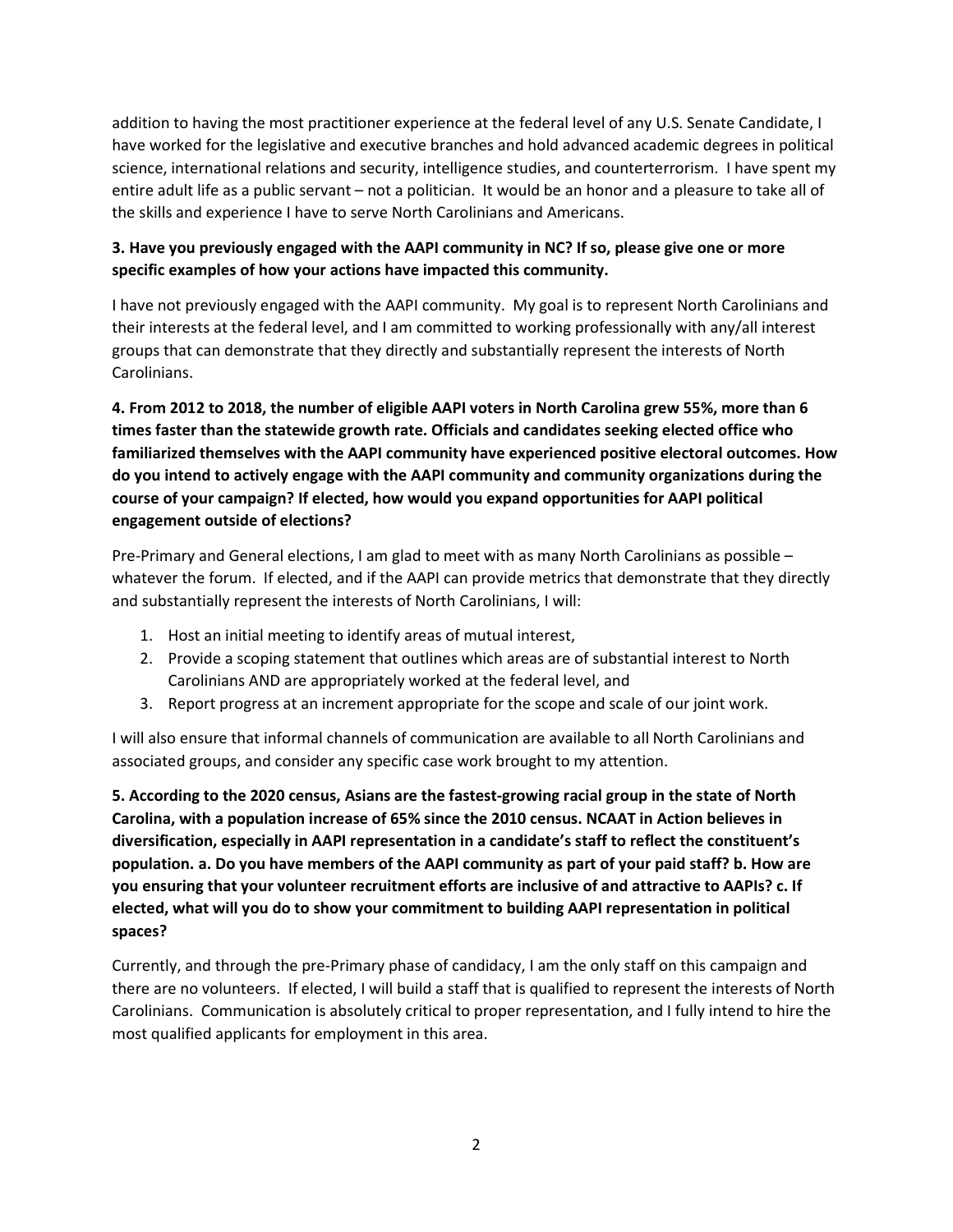addition to having the most practitioner experience at the federal level of any U.S. Senate Candidate, I have worked for the legislative and executive branches and hold advanced academic degrees in political science, international relations and security, intelligence studies, and counterterrorism. I have spent my entire adult life as a public servant – not a politician. It would be an honor and a pleasure to take all of the skills and experience I have to serve North Carolinians and Americans.

**3. Have you previously engaged with the AAPI community in NC? If so, please give one or more specific examples of how your actions have impacted this community.**

I have not previously engaged with the AAPI community. My goal is to represent North Carolinians and their interests at the federal level, and I am committed to working professionally with any/all interest groups that can demonstrate that they directly and substantially represent the interests of North Carolinians.

**4. From 2012 to 2018, the number of eligible AAPI voters in North Carolina grew 55%, more than 6 times faster than the statewide growth rate. Officials and candidates seeking elected office who familiarized themselves with the AAPI community have experienced positive electoral outcomes. How do you intend to actively engage with the AAPI community and community organizations during the course of your campaign? If elected, how would you expand opportunities for AAPI political engagement outside of elections?**

Pre-Primary and General elections, I am glad to meet with as many North Carolinians as possible – whatever the forum. If elected, and if the AAPI can provide metrics that demonstrate that they directly and substantially represent the interests of North Carolinians, I will:

1. Host an initial meeting to identify areas of mutual interest,
2. Provide a scoping statement that outlines which areas are of substantial interest to North Carolinians AND are appropriately worked at the federal level, and
3. Report progress at an increment appropriate for the scope and scale of our joint work.

I will also ensure that informal channels of communication are available to all North Carolinians and associated groups, and consider any specific case work brought to my attention.

**5. According to the 2020 census, Asians are the fastest-growing racial group in the state of North Carolina, with a population increase of 65% since the 2010 census. NCAAT in Action believes in diversification, especially in AAPI representation in a candidate's staff to reflect the constituent's population. a. Do you have members of the AAPI community as part of your paid staff? b. How are you ensuring that your volunteer recruitment efforts are inclusive of and attractive to AAPIs? c. If elected, what will you do to show your commitment to building AAPI representation in political spaces?**

Currently, and through the pre-Primary phase of candidacy, I am the only staff on this campaign and there are no volunteers. If elected, I will build a staff that is qualified to represent the interests of North Carolinians. Communication is absolutely critical to proper representation, and I fully intend to hire the most qualified applicants for employment in this area.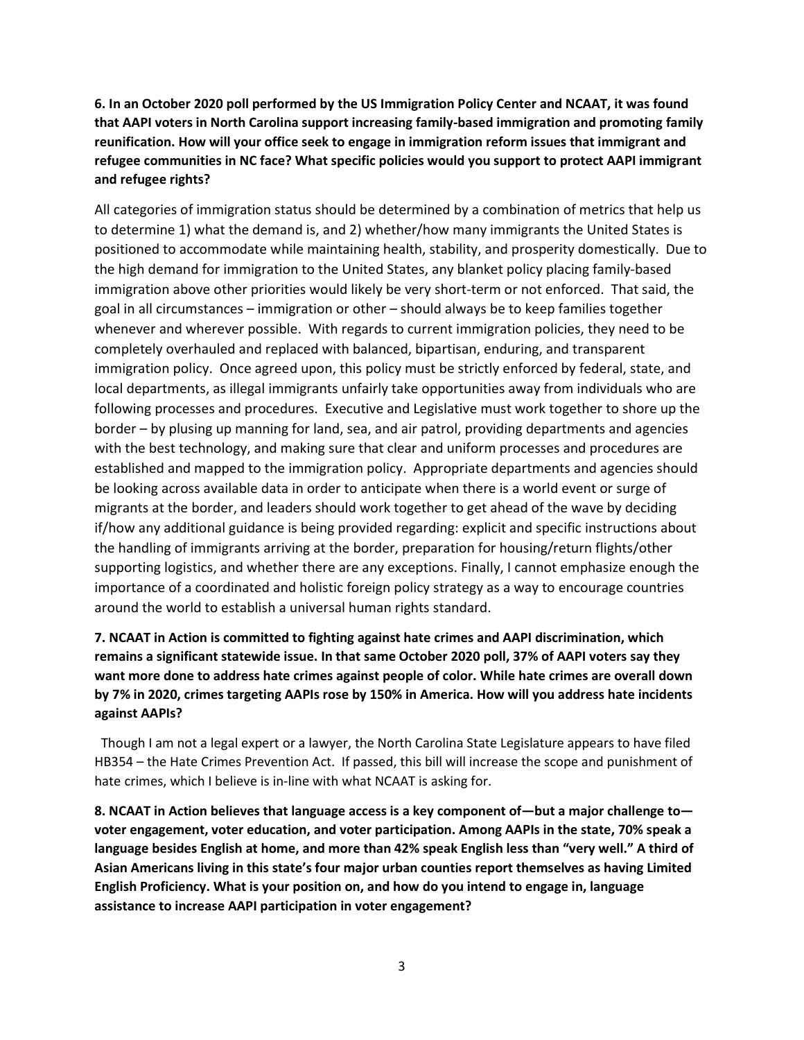**6. In an October 2020 poll performed by the US Immigration Policy Center and NCAAT, it was found that AAPI voters in North Carolina support increasing family-based immigration and promoting family reunification. How will your office seek to engage in immigration reform issues that immigrant and refugee communities in NC face? What specific policies would you support to protect AAPI immigrant and refugee rights?**

All categories of immigration status should be determined by a combination of metrics that help us to determine 1) what the demand is, and 2) whether/how many immigrants the United States is positioned to accommodate while maintaining health, stability, and prosperity domestically. Due to the high demand for immigration to the United States, any blanket policy placing family-based immigration above other priorities would likely be very short-term or not enforced. That said, the goal in all circumstances – immigration or other – should always be to keep families together whenever and wherever possible. With regards to current immigration policies, they need to be completely overhauled and replaced with balanced, bipartisan, enduring, and transparent immigration policy. Once agreed upon, this policy must be strictly enforced by federal, state, and local departments, as illegal immigrants unfairly take opportunities away from individuals who are following processes and procedures. Executive and Legislative must work together to shore up the border – by plusing up manning for land, sea, and air patrol, providing departments and agencies with the best technology, and making sure that clear and uniform processes and procedures are established and mapped to the immigration policy. Appropriate departments and agencies should be looking across available data in order to anticipate when there is a world event or surge of migrants at the border, and leaders should work together to get ahead of the wave by deciding if/how any additional guidance is being provided regarding: explicit and specific instructions about the handling of immigrants arriving at the border, preparation for housing/return flights/other supporting logistics, and whether there are any exceptions. Finally, I cannot emphasize enough the importance of a coordinated and holistic foreign policy strategy as a way to encourage countries around the world to establish a universal human rights standard.

**7. NCAAT in Action is committed to fighting against hate crimes and AAPI discrimination, which remains a significant statewide issue. In that same October 2020 poll, 37% of AAPI voters say they want more done to address hate crimes against people of color. While hate crimes are overall down by 7% in 2020, crimes targeting AAPIs rose by 150% in America. How will you address hate incidents against AAPIs?**

Though I am not a legal expert or a lawyer, the North Carolina State Legislature appears to have filed HB354 – the Hate Crimes Prevention Act. If passed, this bill will increase the scope and punishment of hate crimes, which I believe is in-line with what NCAAT is asking for.

**8. NCAAT in Action believes that language access is a key component of—but a major challenge to—voter engagement, voter education, and voter participation. Among AAPIs in the state, 70% speak a language besides English at home, and more than 42% speak English less than "very well." A third of Asian Americans living in this state's four major urban counties report themselves as having Limited English Proficiency. What is your position on, and how do you intend to engage in, language assistance to increase AAPI participation in voter engagement?**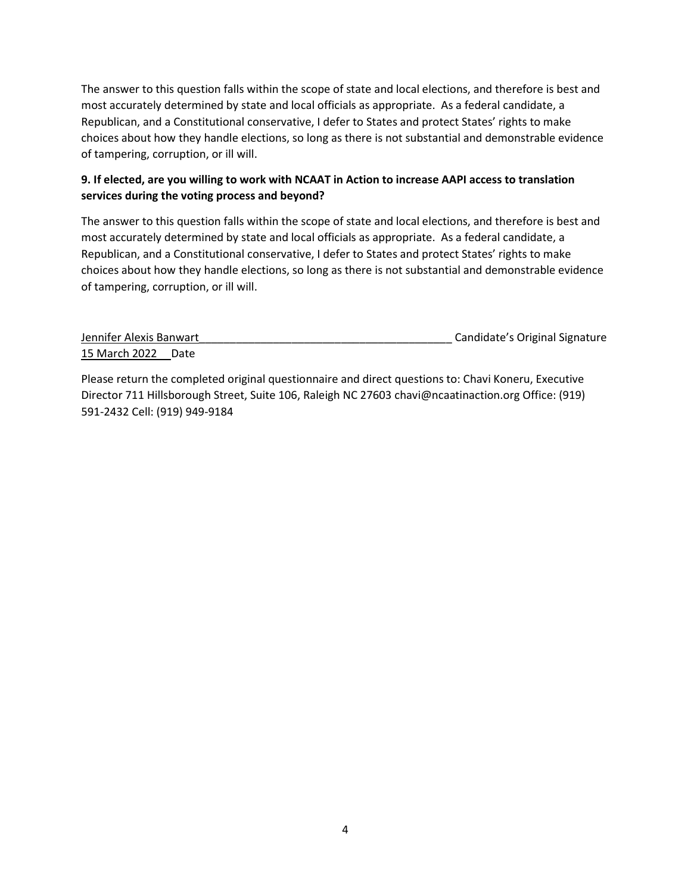The answer to this question falls within the scope of state and local elections, and therefore is best and most accurately determined by state and local officials as appropriate. As a federal candidate, a Republican, and a Constitutional conservative, I defer to States and protect States' rights to make choices about how they handle elections, so long as there is not substantial and demonstrable evidence of tampering, corruption, or ill will.

**9. If elected, are you willing to work with NCAAT in Action to increase AAPI access to translation services during the voting process and beyond?**

The answer to this question falls within the scope of state and local elections, and therefore is best and most accurately determined by state and local officials as appropriate. As a federal candidate, a Republican, and a Constitutional conservative, I defer to States and protect States' rights to make choices about how they handle elections, so long as there is not substantial and demonstrable evidence of tampering, corruption, or ill will.

Jennifer Alexis Banwart__________________________________________ Candidate's Original Signature

15 March 2022 Date

Please return the completed original questionnaire and direct questions to: Chavi Koneru, Executive Director 711 Hillsborough Street, Suite 106, Raleigh NC 27603 chavi@ncaatinaction.org Office: (919) 591-2432 Cell: (919) 949-9184